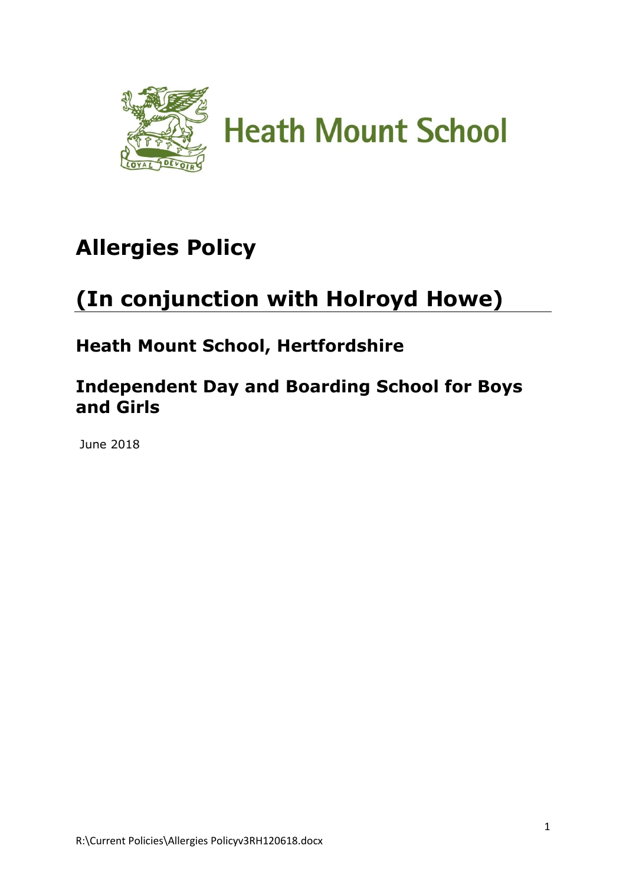Heath Mount School

# Allergies Policy

# (In conjunction with Holroyd Howe)

## Heath Mount School, Hertfordshire

## Independent Day and Boarding School for Boys and Girls

June 2018

R:\Current Policies\Allergies Policyv3RH120618.docx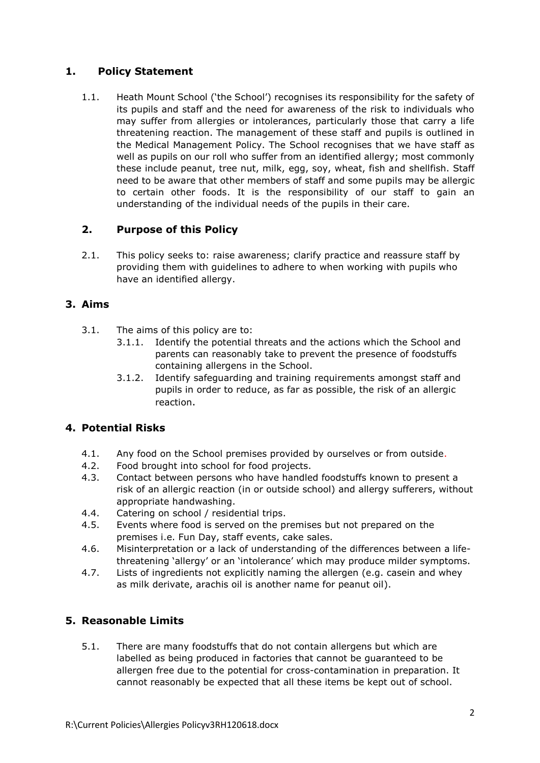## 1. Policy Statement

1.1. Heath Mount School ('the School') recognises its responsibility for the safety of its pupils and staff and the need for awareness of the risk to individuals who may suffer from allergies or intolerances, particularly those that carry a life threatening reaction. The management of these staff and pupils is outlined in the Medical Management Policy. The School recognises that we have staff as well as pupils on our roll who suffer from an identified allergy; most commonly these include peanut, tree nut, milk, egg, soy, wheat, fish and shellfish. Staff need to be aware that other members of staff and some pupils may be allergic to certain other foods. It is the responsibility of our staff to gain an understanding of the individual needs of the pupils in their care.

## 2. Purpose of this Policy

2.1. This policy seeks to: raise awareness; clarify practice and reassure staff by providing them with guidelines to adhere to when working with pupils who have an identified allergy.

## 3. Aims

3.1. The aims of this policy are to:

3.1.1. Identify the potential threats and the actions which the School and parents can reasonably take to prevent the presence of foodstuffs containing allergens in the School.

3.1.2. Identify safeguarding and training requirements amongst staff and pupils in order to reduce, as far as possible, the risk of an allergic reaction.

## 4. Potential Risks

4.1. Any food on the School premises provided by ourselves or from outside.

4.2. Food brought into school for food projects.

4.3. Contact between persons who have handled foodstuffs known to present a risk of an allergic reaction (in or outside school) and allergy sufferers, without appropriate handwashing.

4.4. Catering on school / residential trips.

4.5. Events where food is served on the premises but not prepared on the premises i.e. Fun Day, staff events, cake sales.

4.6. Misinterpretation or a lack of understanding of the differences between a life-threatening 'allergy' or an 'intolerance' which may produce milder symptoms.

4.7. Lists of ingredients not explicitly naming the allergen (e.g. casein and whey as milk derivate, arachis oil is another name for peanut oil).

## 5. Reasonable Limits

5.1. There are many foodstuffs that do not contain allergens but which are labelled as being produced in factories that cannot be guaranteed to be allergen free due to the potential for cross-contamination in preparation. It cannot reasonably be expected that all these items be kept out of school.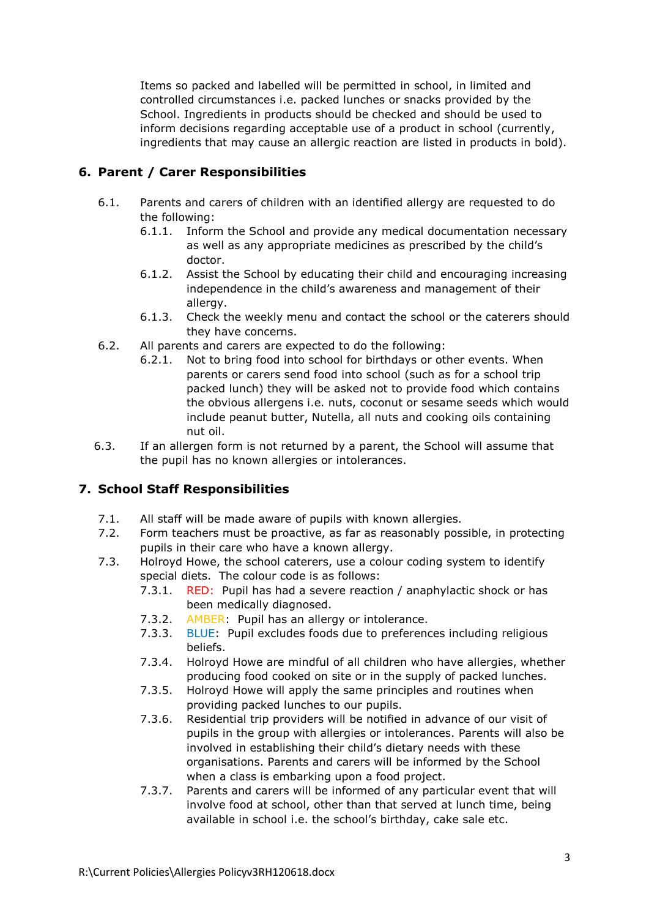Items so packed and labelled will be permitted in school, in limited and controlled circumstances i.e. packed lunches or snacks provided by the School. Ingredients in products should be checked and should be used to inform decisions regarding acceptable use of a product in school (currently, ingredients that may cause an allergic reaction are listed in products in bold).

## 6. Parent / Carer Responsibilities

6.1. Parents and carers of children with an identified allergy are requested to do the following:

- 6.1.1. Inform the School and provide any medical documentation necessary as well as any appropriate medicines as prescribed by the child's doctor.
- 6.1.2. Assist the School by educating their child and encouraging increasing independence in the child's awareness and management of their allergy.
- 6.1.3. Check the weekly menu and contact the school or the caterers should they have concerns.

6.2. All parents and carers are expected to do the following:

- 6.2.1. Not to bring food into school for birthdays or other events. When parents or carers send food into school (such as for a school trip packed lunch) they will be asked not to provide food which contains the obvious allergens i.e. nuts, coconut or sesame seeds which would include peanut butter, Nutella, all nuts and cooking oils containing nut oil.

6.3. If an allergen form is not returned by a parent, the School will assume that the pupil has no known allergies or intolerances.

## 7. School Staff Responsibilities

7.1. All staff will be made aware of pupils with known allergies.

7.2. Form teachers must be proactive, as far as reasonably possible, in protecting pupils in their care who have a known allergy.

7.3. Holroyd Howe, the school caterers, use a colour coding system to identify special diets. The colour code is as follows:

- 7.3.1. RED: Pupil has had a severe reaction / anaphylactic shock or has been medically diagnosed.
- 7.3.2. AMBER: Pupil has an allergy or intolerance.
- 7.3.3. BLUE: Pupil excludes foods due to preferences including religious beliefs.
- 7.3.4. Holroyd Howe are mindful of all children who have allergies, whether producing food cooked on site or in the supply of packed lunches.
- 7.3.5. Holroyd Howe will apply the same principles and routines when providing packed lunches to our pupils.
- 7.3.6. Residential trip providers will be notified in advance of our visit of pupils in the group with allergies or intolerances. Parents will also be involved in establishing their child's dietary needs with these organisations. Parents and carers will be informed by the School when a class is embarking upon a food project.
- 7.3.7. Parents and carers will be informed of any particular event that will involve food at school, other than that served at lunch time, being available in school i.e. the school's birthday, cake sale etc.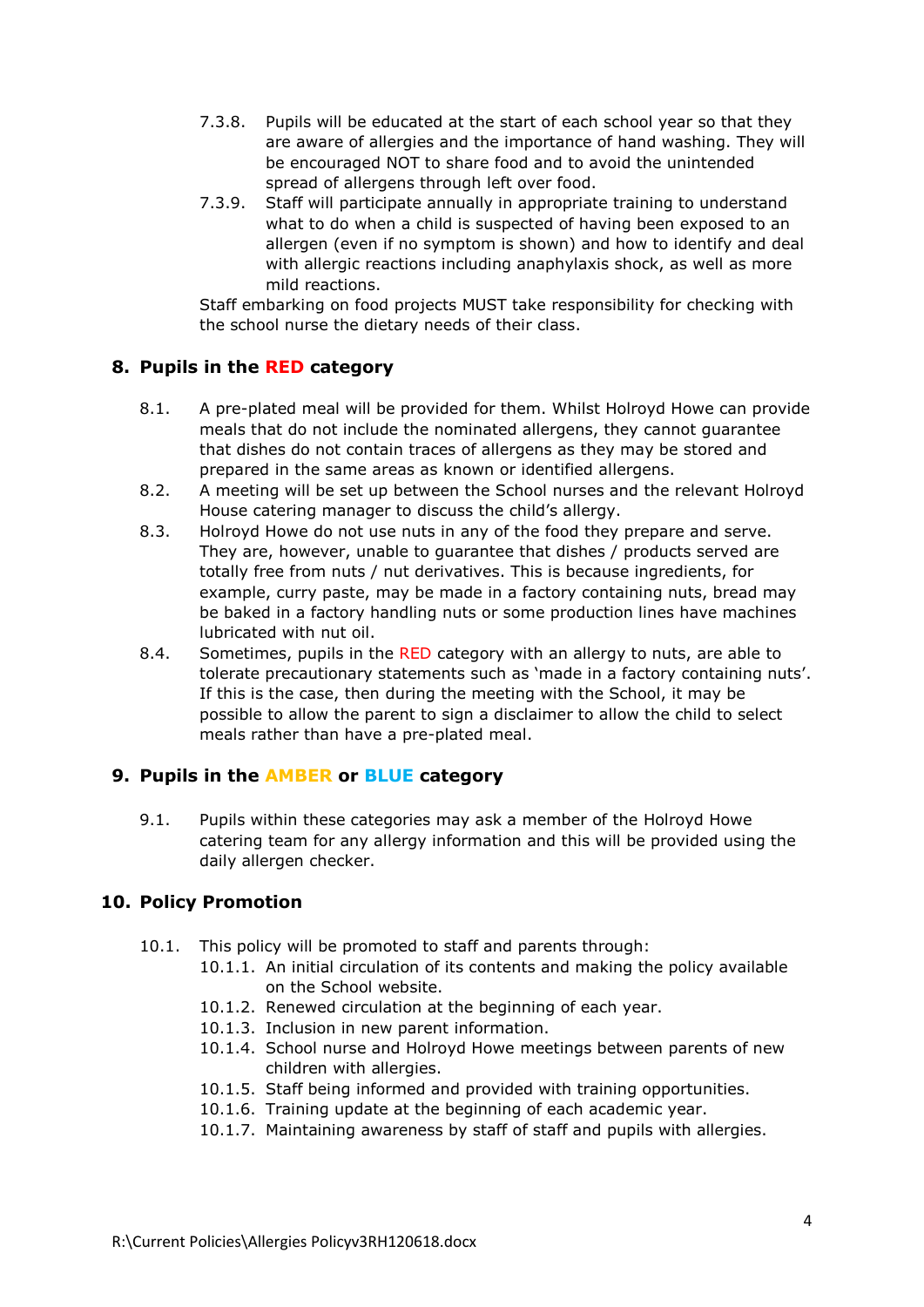7.3.8. Pupils will be educated at the start of each school year so that they are aware of allergies and the importance of hand washing. They will be encouraged NOT to share food and to avoid the unintended spread of allergens through left over food.

7.3.9. Staff will participate annually in appropriate training to understand what to do when a child is suspected of having been exposed to an allergen (even if no symptom is shown) and how to identify and deal with allergic reactions including anaphylaxis shock, as well as more mild reactions.

Staff embarking on food projects MUST take responsibility for checking with the school nurse the dietary needs of their class.

## 8. Pupils in the RED category

8.1. A pre-plated meal will be provided for them. Whilst Holroyd Howe can provide meals that do not include the nominated allergens, they cannot guarantee that dishes do not contain traces of allergens as they may be stored and prepared in the same areas as known or identified allergens.

8.2. A meeting will be set up between the School nurses and the relevant Holroyd House catering manager to discuss the child's allergy.

8.3. Holroyd Howe do not use nuts in any of the food they prepare and serve. They are, however, unable to guarantee that dishes / products served are totally free from nuts / nut derivatives. This is because ingredients, for example, curry paste, may be made in a factory containing nuts, bread may be baked in a factory handling nuts or some production lines have machines lubricated with nut oil.

8.4. Sometimes, pupils in the RED category with an allergy to nuts, are able to tolerate precautionary statements such as 'made in a factory containing nuts'. If this is the case, then during the meeting with the School, it may be possible to allow the parent to sign a disclaimer to allow the child to select meals rather than have a pre-plated meal.

## 9. Pupils in the AMBER or BLUE category

9.1. Pupils within these categories may ask a member of the Holroyd Howe catering team for any allergy information and this will be provided using the daily allergen checker.

## 10. Policy Promotion

10.1. This policy will be promoted to staff and parents through:

- 10.1.1. An initial circulation of its contents and making the policy available on the School website.
- 10.1.2. Renewed circulation at the beginning of each year.
- 10.1.3. Inclusion in new parent information.
- 10.1.4. School nurse and Holroyd Howe meetings between parents of new children with allergies.
- 10.1.5. Staff being informed and provided with training opportunities.
- 10.1.6. Training update at the beginning of each academic year.
- 10.1.7. Maintaining awareness by staff of staff and pupils with allergies.

R:\Current Policies\Allergies Policyv3RH120618.docx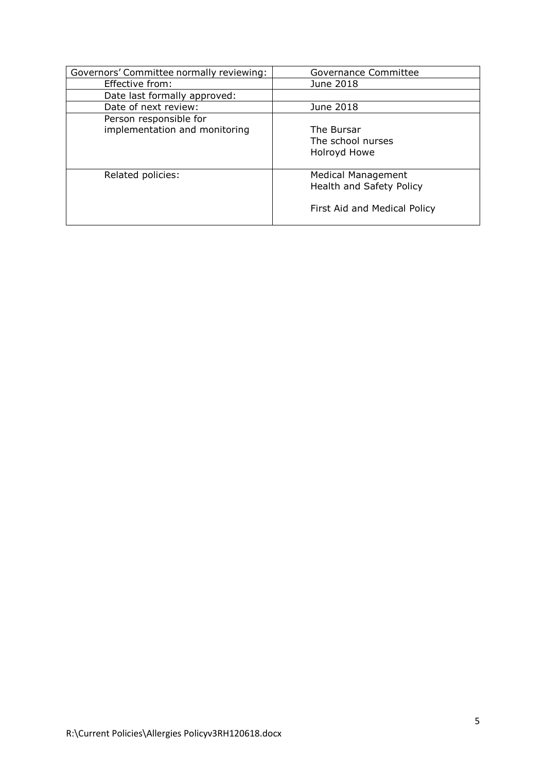| | |
|---|---|
| Governors' Committee normally reviewing: | Governance Committee |
| Effective from: | June 2018 |
| Date last formally approved: | |
| Date of next review: | June 2018 |
| Person responsible for implementation and monitoring | The Bursar<br>The school nurses<br>Holroyd Howe |
| Related policies: | Medical Management<br>Health and Safety Policy<br><br>First Aid and Medical Policy |

R:\Current Policies\Allergies Policyv3RH120618.docx